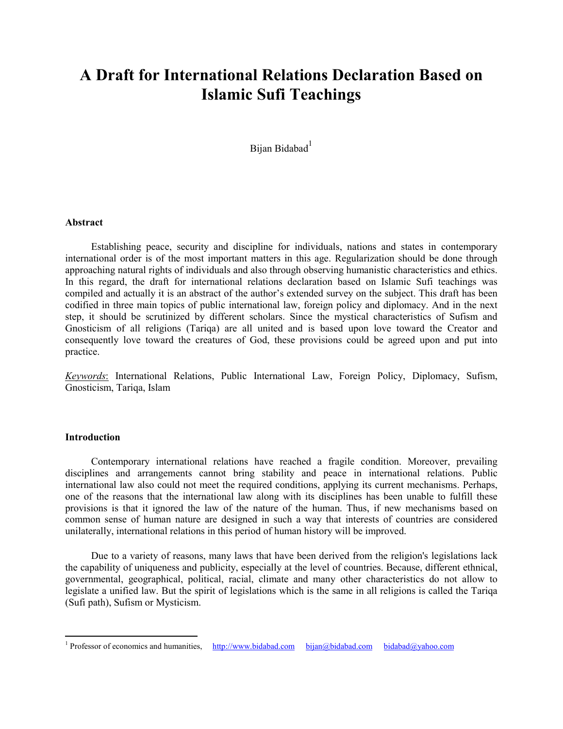# A Draft for International Relations Declaration Based on Islamic Sufi Teachings

Bijan Bidabad[1]

### Abstract

Establishing peace, security and discipline for individuals, nations and states in contemporary international order is of the most important matters in this age. Regularization should be done through approaching natural rights of individuals and also through observing humanistic characteristics and ethics. In this regard, the draft for international relations declaration based on Islamic Sufi teachings was compiled and actually it is an abstract of the author's extended survey on the subject. This draft has been codified in three main topics of public international law, foreign policy and diplomacy. And in the next step, it should be scrutinized by different scholars. Since the mystical characteristics of Sufism and Gnosticism of all religions (Tariqa) are all united and is based upon love toward the Creator and consequently love toward the creatures of God, these provisions could be agreed upon and put into practice.

*Keywords*: International Relations, Public International Law, Foreign Policy, Diplomacy, Sufism, Gnosticism, Tariqa, Islam

### Introduction

Contemporary international relations have reached a fragile condition. Moreover, prevailing disciplines and arrangements cannot bring stability and peace in international relations. Public international law also could not meet the required conditions, applying its current mechanisms. Perhaps, one of the reasons that the international law along with its disciplines has been unable to fulfill these provisions is that it ignored the law of the nature of the human. Thus, if new mechanisms based on common sense of human nature are designed in such a way that interests of countries are considered unilaterally, international relations in this period of human history will be improved.

Due to a variety of reasons, many laws that have been derived from the religion's legislations lack the capability of uniqueness and publicity, especially at the level of countries. Because, different ethnical, governmental, geographical, political, racial, climate and many other characteristics do not allow to legislate a unified law. But the spirit of legislations which is the same in all religions is called the Tariqa (Sufi path), Sufism or Mysticism.

---

[1] Professor of economics and humanities, http://www.bidabad.com bijan@bidabad.com bidabad@yahoo.com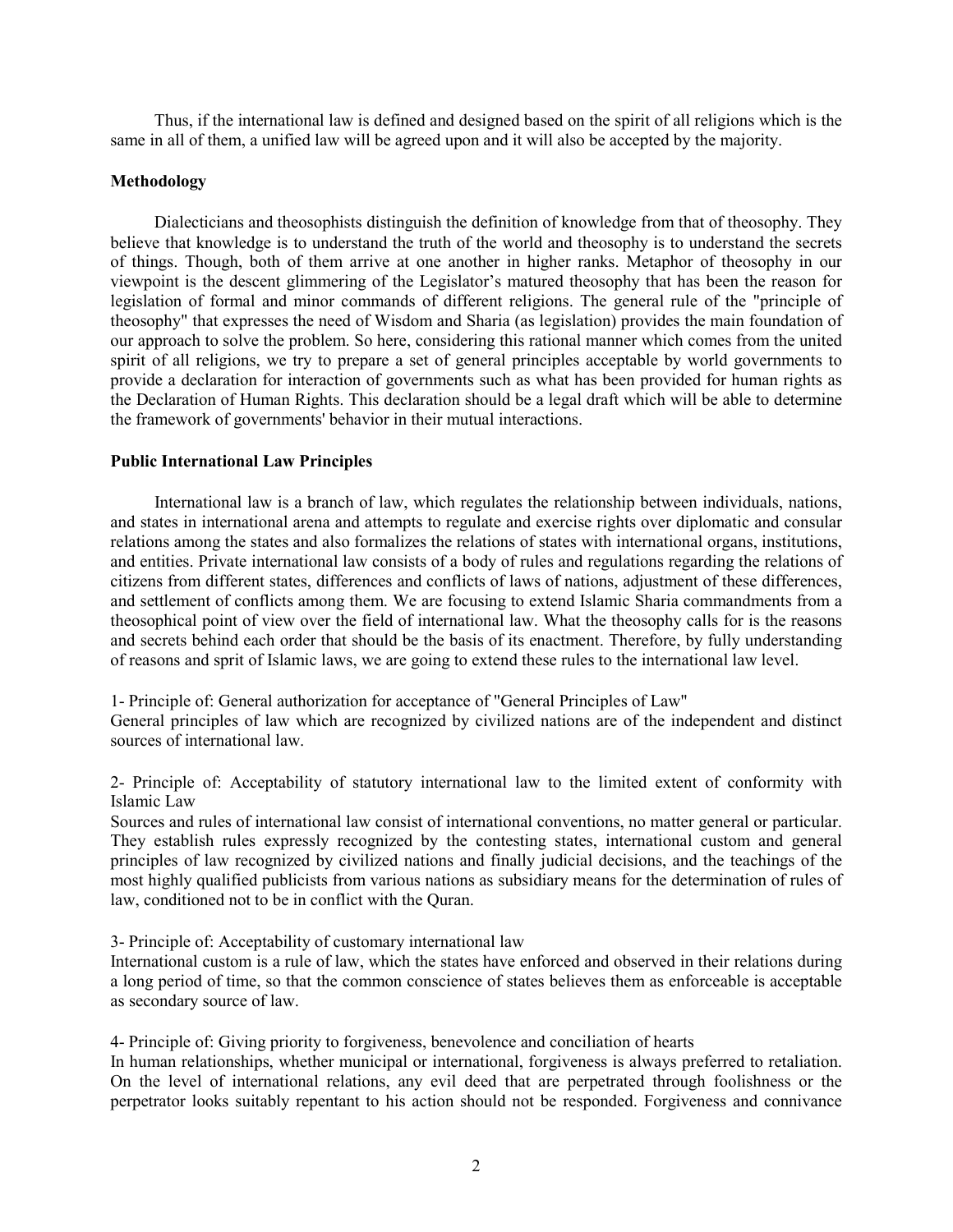Thus, if the international law is defined and designed based on the spirit of all religions which is the same in all of them, a unified law will be agreed upon and it will also be accepted by the majority.

**Methodology**

Dialecticians and theosophists distinguish the definition of knowledge from that of theosophy. They believe that knowledge is to understand the truth of the world and theosophy is to understand the secrets of things. Though, both of them arrive at one another in higher ranks. Metaphor of theosophy in our viewpoint is the descent glimmering of the Legislator's matured theosophy that has been the reason for legislation of formal and minor commands of different religions. The general rule of the "principle of theosophy" that expresses the need of Wisdom and Sharia (as legislation) provides the main foundation of our approach to solve the problem. So here, considering this rational manner which comes from the united spirit of all religions, we try to prepare a set of general principles acceptable by world governments to provide a declaration for interaction of governments such as what has been provided for human rights as the Declaration of Human Rights. This declaration should be a legal draft which will be able to determine the framework of governments' behavior in their mutual interactions.

**Public International Law Principles**

International law is a branch of law, which regulates the relationship between individuals, nations, and states in international arena and attempts to regulate and exercise rights over diplomatic and consular relations among the states and also formalizes the relations of states with international organs, institutions, and entities. Private international law consists of a body of rules and regulations regarding the relations of citizens from different states, differences and conflicts of laws of nations, adjustment of these differences, and settlement of conflicts among them. We are focusing to extend Islamic Sharia commandments from a theosophical point of view over the field of international law. What the theosophy calls for is the reasons and secrets behind each order that should be the basis of its enactment. Therefore, by fully understanding of reasons and sprit of Islamic laws, we are going to extend these rules to the international law level.

1- Principle of: General authorization for acceptance of "General Principles of Law"
General principles of law which are recognized by civilized nations are of the independent and distinct sources of international law.

2- Principle of: Acceptability of statutory international law to the limited extent of conformity with Islamic Law
Sources and rules of international law consist of international conventions, no matter general or particular. They establish rules expressly recognized by the contesting states, international custom and general principles of law recognized by civilized nations and finally judicial decisions, and the teachings of the most highly qualified publicists from various nations as subsidiary means for the determination of rules of law, conditioned not to be in conflict with the Quran.

3- Principle of: Acceptability of customary international law
International custom is a rule of law, which the states have enforced and observed in their relations during a long period of time, so that the common conscience of states believes them as enforceable is acceptable as secondary source of law.

4- Principle of: Giving priority to forgiveness, benevolence and conciliation of hearts
In human relationships, whether municipal or international, forgiveness is always preferred to retaliation. On the level of international relations, any evil deed that are perpetrated through foolishness or the perpetrator looks suitably repentant to his action should not be responded. Forgiveness and connivance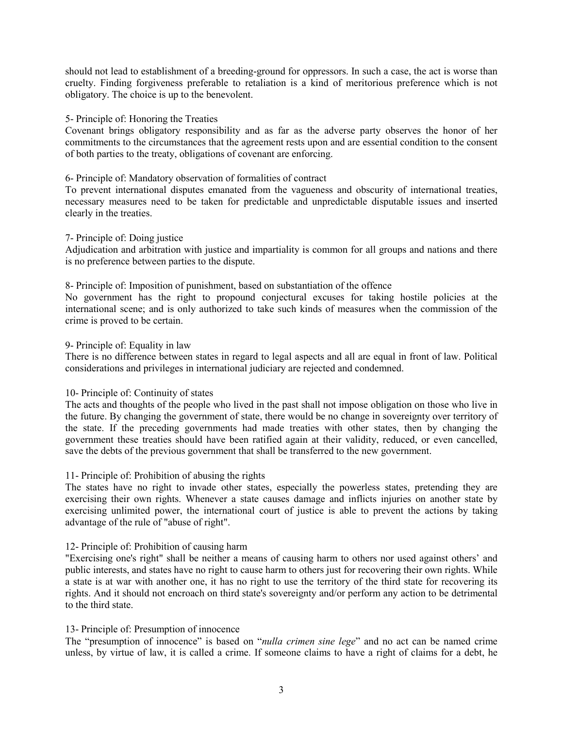should not lead to establishment of a breeding-ground for oppressors. In such a case, the act is worse than cruelty. Finding forgiveness preferable to retaliation is a kind of meritorious preference which is not obligatory. The choice is up to the benevolent.

5- Principle of: Honoring the Treaties

Covenant brings obligatory responsibility and as far as the adverse party observes the honor of her commitments to the circumstances that the agreement rests upon and are essential condition to the consent of both parties to the treaty, obligations of covenant are enforcing.

6- Principle of: Mandatory observation of formalities of contract

To prevent international disputes emanated from the vagueness and obscurity of international treaties, necessary measures need to be taken for predictable and unpredictable disputable issues and inserted clearly in the treaties.

7- Principle of: Doing justice

Adjudication and arbitration with justice and impartiality is common for all groups and nations and there is no preference between parties to the dispute.

8- Principle of: Imposition of punishment, based on substantiation of the offence

No government has the right to propound conjectural excuses for taking hostile policies at the international scene; and is only authorized to take such kinds of measures when the commission of the crime is proved to be certain.

9- Principle of: Equality in law

There is no difference between states in regard to legal aspects and all are equal in front of law. Political considerations and privileges in international judiciary are rejected and condemned.

10- Principle of: Continuity of states

The acts and thoughts of the people who lived in the past shall not impose obligation on those who live in the future. By changing the government of state, there would be no change in sovereignty over territory of the state. If the preceding governments had made treaties with other states, then by changing the government these treaties should have been ratified again at their validity, reduced, or even cancelled, save the debts of the previous government that shall be transferred to the new government.

11- Principle of: Prohibition of abusing the rights

The states have no right to invade other states, especially the powerless states, pretending they are exercising their own rights. Whenever a state causes damage and inflicts injuries on another state by exercising unlimited power, the international court of justice is able to prevent the actions by taking advantage of the rule of "abuse of right".

12- Principle of: Prohibition of causing harm

"Exercising one's right" shall be neither a means of causing harm to others nor used against others' and public interests, and states have no right to cause harm to others just for recovering their own rights. While a state is at war with another one, it has no right to use the territory of the third state for recovering its rights. And it should not encroach on third state's sovereignty and/or perform any action to be detrimental to the third state.

13- Principle of: Presumption of innocence

The "presumption of innocence" is based on "*nulla crimen sine lege*" and no act can be named crime unless, by virtue of law, it is called a crime. If someone claims to have a right of claims for a debt, he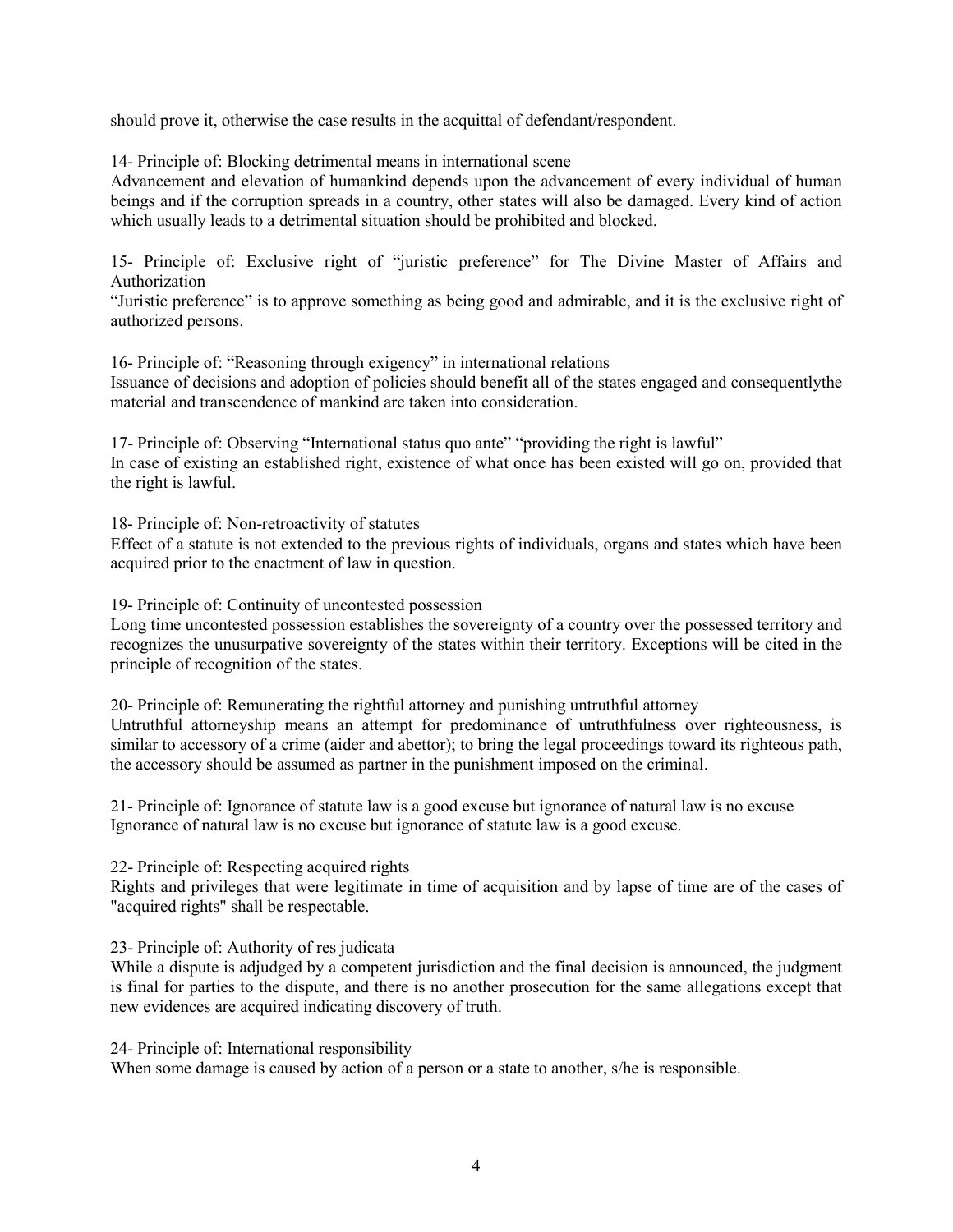should prove it, otherwise the case results in the acquittal of defendant/respondent.

14- Principle of: Blocking detrimental means in international scene

Advancement and elevation of humankind depends upon the advancement of every individual of human beings and if the corruption spreads in a country, other states will also be damaged. Every kind of action which usually leads to a detrimental situation should be prohibited and blocked.

15- Principle of: Exclusive right of "juristic preference" for The Divine Master of Affairs and Authorization

"Juristic preference" is to approve something as being good and admirable, and it is the exclusive right of authorized persons.

16- Principle of: "Reasoning through exigency" in international relations

Issuance of decisions and adoption of policies should benefit all of the states engaged and consequentlythe material and transcendence of mankind are taken into consideration.

17- Principle of: Observing "International status quo ante" "providing the right is lawful"

In case of existing an established right, existence of what once has been existed will go on, provided that the right is lawful.

18- Principle of: Non-retroactivity of statutes

Effect of a statute is not extended to the previous rights of individuals, organs and states which have been acquired prior to the enactment of law in question.

19- Principle of: Continuity of uncontested possession

Long time uncontested possession establishes the sovereignty of a country over the possessed territory and recognizes the unusurpative sovereignty of the states within their territory. Exceptions will be cited in the principle of recognition of the states.

20- Principle of: Remunerating the rightful attorney and punishing untruthful attorney

Untruthful attorneyship means an attempt for predominance of untruthfulness over righteousness, is similar to accessory of a crime (aider and abettor); to bring the legal proceedings toward its righteous path, the accessory should be assumed as partner in the punishment imposed on the criminal.

21- Principle of: Ignorance of statute law is a good excuse but ignorance of natural law is no excuse

Ignorance of natural law is no excuse but ignorance of statute law is a good excuse.

22- Principle of: Respecting acquired rights

Rights and privileges that were legitimate in time of acquisition and by lapse of time are of the cases of "acquired rights" shall be respectable.

23- Principle of: Authority of res judicata

While a dispute is adjudged by a competent jurisdiction and the final decision is announced, the judgment is final for parties to the dispute, and there is no another prosecution for the same allegations except that new evidences are acquired indicating discovery of truth.

24- Principle of: International responsibility

When some damage is caused by action of a person or a state to another, s/he is responsible.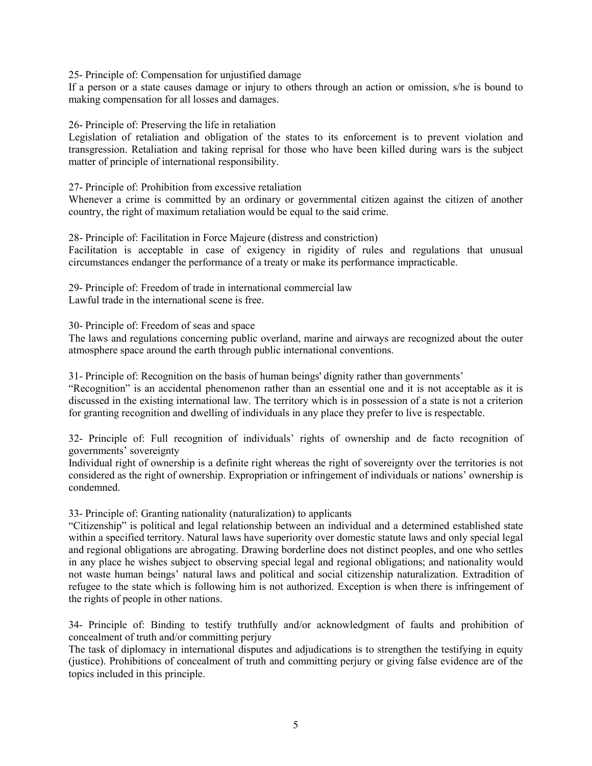25- Principle of: Compensation for unjustified damage

If a person or a state causes damage or injury to others through an action or omission, s/he is bound to making compensation for all losses and damages.

26- Principle of: Preserving the life in retaliation

Legislation of retaliation and obligation of the states to its enforcement is to prevent violation and transgression. Retaliation and taking reprisal for those who have been killed during wars is the subject matter of principle of international responsibility.

27- Principle of: Prohibition from excessive retaliation

Whenever a crime is committed by an ordinary or governmental citizen against the citizen of another country, the right of maximum retaliation would be equal to the said crime.

28- Principle of: Facilitation in Force Majeure (distress and constriction)

Facilitation is acceptable in case of exigency in rigidity of rules and regulations that unusual circumstances endanger the performance of a treaty or make its performance impracticable.

29- Principle of: Freedom of trade in international commercial law

Lawful trade in the international scene is free.

30- Principle of: Freedom of seas and space

The laws and regulations concerning public overland, marine and airways are recognized about the outer atmosphere space around the earth through public international conventions.

31- Principle of: Recognition on the basis of human beings' dignity rather than governments'

"Recognition" is an accidental phenomenon rather than an essential one and it is not acceptable as it is discussed in the existing international law. The territory which is in possession of a state is not a criterion for granting recognition and dwelling of individuals in any place they prefer to live is respectable.

32- Principle of: Full recognition of individuals' rights of ownership and de facto recognition of governments' sovereignty

Individual right of ownership is a definite right whereas the right of sovereignty over the territories is not considered as the right of ownership. Expropriation or infringement of individuals or nations' ownership is condemned.

33- Principle of: Granting nationality (naturalization) to applicants

"Citizenship" is political and legal relationship between an individual and a determined established state within a specified territory. Natural laws have superiority over domestic statute laws and only special legal and regional obligations are abrogating. Drawing borderline does not distinct peoples, and one who settles in any place he wishes subject to observing special legal and regional obligations; and nationality would not waste human beings' natural laws and political and social citizenship naturalization. Extradition of refugee to the state which is following him is not authorized. Exception is when there is infringement of the rights of people in other nations.

34- Principle of: Binding to testify truthfully and/or acknowledgment of faults and prohibition of concealment of truth and/or committing perjury

The task of diplomacy in international disputes and adjudications is to strengthen the testifying in equity (justice). Prohibitions of concealment of truth and committing perjury or giving false evidence are of the topics included in this principle.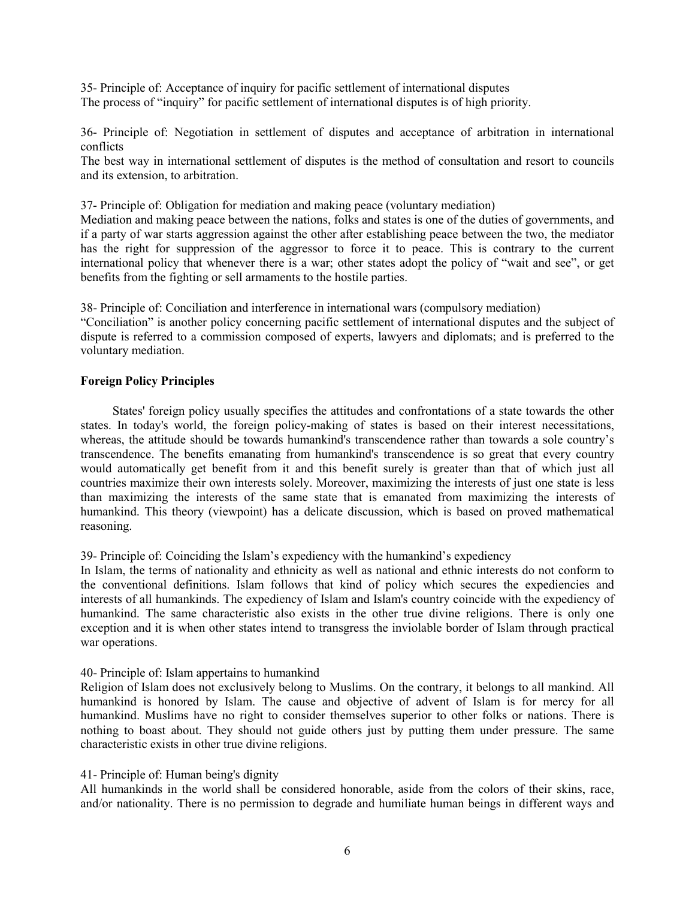35- Principle of: Acceptance of inquiry for pacific settlement of international disputes
The process of "inquiry" for pacific settlement of international disputes is of high priority.

36- Principle of: Negotiation in settlement of disputes and acceptance of arbitration in international conflicts
The best way in international settlement of disputes is the method of consultation and resort to councils and its extension, to arbitration.

37- Principle of: Obligation for mediation and making peace (voluntary mediation)
Mediation and making peace between the nations, folks and states is one of the duties of governments, and if a party of war starts aggression against the other after establishing peace between the two, the mediator has the right for suppression of the aggressor to force it to peace. This is contrary to the current international policy that whenever there is a war; other states adopt the policy of "wait and see", or get benefits from the fighting or sell armaments to the hostile parties.

38- Principle of: Conciliation and interference in international wars (compulsory mediation)
"Conciliation" is another policy concerning pacific settlement of international disputes and the subject of dispute is referred to a commission composed of experts, lawyers and diplomats; and is preferred to the voluntary mediation.

**Foreign Policy Principles**

States' foreign policy usually specifies the attitudes and confrontations of a state towards the other states. In today's world, the foreign policy-making of states is based on their interest necessitations, whereas, the attitude should be towards humankind's transcendence rather than towards a sole country's transcendence. The benefits emanating from humankind's transcendence is so great that every country would automatically get benefit from it and this benefit surely is greater than that of which just all countries maximize their own interests solely. Moreover, maximizing the interests of just one state is less than maximizing the interests of the same state that is emanated from maximizing the interests of humankind. This theory (viewpoint) has a delicate discussion, which is based on proved mathematical reasoning.

39- Principle of: Coinciding the Islam's expediency with the humankind's expediency
In Islam, the terms of nationality and ethnicity as well as national and ethnic interests do not conform to the conventional definitions. Islam follows that kind of policy which secures the expediencies and interests of all humankinds. The expediency of Islam and Islam's country coincide with the expediency of humankind. The same characteristic also exists in the other true divine religions. There is only one exception and it is when other states intend to transgress the inviolable border of Islam through practical war operations.

40- Principle of: Islam appertains to humankind
Religion of Islam does not exclusively belong to Muslims. On the contrary, it belongs to all mankind. All humankind is honored by Islam. The cause and objective of advent of Islam is for mercy for all humankind. Muslims have no right to consider themselves superior to other folks or nations. There is nothing to boast about. They should not guide others just by putting them under pressure. The same characteristic exists in other true divine religions.

41- Principle of: Human being's dignity
All humankinds in the world shall be considered honorable, aside from the colors of their skins, race, and/or nationality. There is no permission to degrade and humiliate human beings in different ways and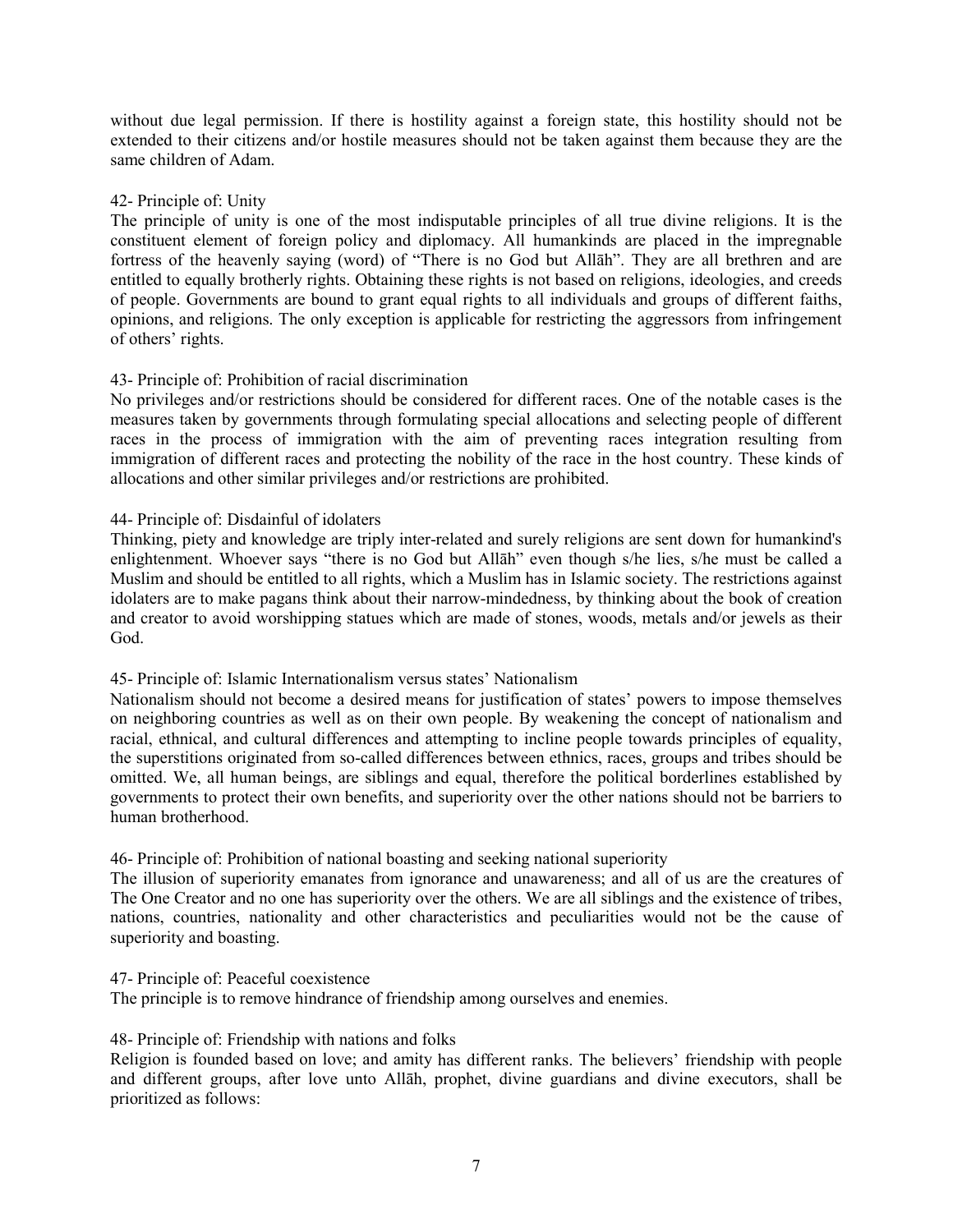without due legal permission. If there is hostility against a foreign state, this hostility should not be extended to their citizens and/or hostile measures should not be taken against them because they are the same children of Adam.

42- Principle of: Unity

The principle of unity is one of the most indisputable principles of all true divine religions. It is the constituent element of foreign policy and diplomacy. All humankinds are placed in the impregnable fortress of the heavenly saying (word) of "There is no God but Allāh". They are all brethren and are entitled to equally brotherly rights. Obtaining these rights is not based on religions, ideologies, and creeds of people. Governments are bound to grant equal rights to all individuals and groups of different faiths, opinions, and religions. The only exception is applicable for restricting the aggressors from infringement of others' rights.

43- Principle of: Prohibition of racial discrimination

No privileges and/or restrictions should be considered for different races. One of the notable cases is the measures taken by governments through formulating special allocations and selecting people of different races in the process of immigration with the aim of preventing races integration resulting from immigration of different races and protecting the nobility of the race in the host country. These kinds of allocations and other similar privileges and/or restrictions are prohibited.

44- Principle of: Disdainful of idolaters

Thinking, piety and knowledge are triply inter-related and surely religions are sent down for humankind's enlightenment. Whoever says "there is no God but Allāh" even though s/he lies, s/he must be called a Muslim and should be entitled to all rights, which a Muslim has in Islamic society. The restrictions against idolaters are to make pagans think about their narrow-mindedness, by thinking about the book of creation and creator to avoid worshipping statues which are made of stones, woods, metals and/or jewels as their God.

45- Principle of: Islamic Internationalism versus states' Nationalism

Nationalism should not become a desired means for justification of states' powers to impose themselves on neighboring countries as well as on their own people. By weakening the concept of nationalism and racial, ethnical, and cultural differences and attempting to incline people towards principles of equality, the superstitions originated from so-called differences between ethnics, races, groups and tribes should be omitted. We, all human beings, are siblings and equal, therefore the political borderlines established by governments to protect their own benefits, and superiority over the other nations should not be barriers to human brotherhood.

46- Principle of: Prohibition of national boasting and seeking national superiority

The illusion of superiority emanates from ignorance and unawareness; and all of us are the creatures of The One Creator and no one has superiority over the others. We are all siblings and the existence of tribes, nations, countries, nationality and other characteristics and peculiarities would not be the cause of superiority and boasting.

47- Principle of: Peaceful coexistence

The principle is to remove hindrance of friendship among ourselves and enemies.

48- Principle of: Friendship with nations and folks

Religion is founded based on love; and amity has different ranks. The believers' friendship with people and different groups, after love unto Allāh, prophet, divine guardians and divine executors, shall be prioritized as follows: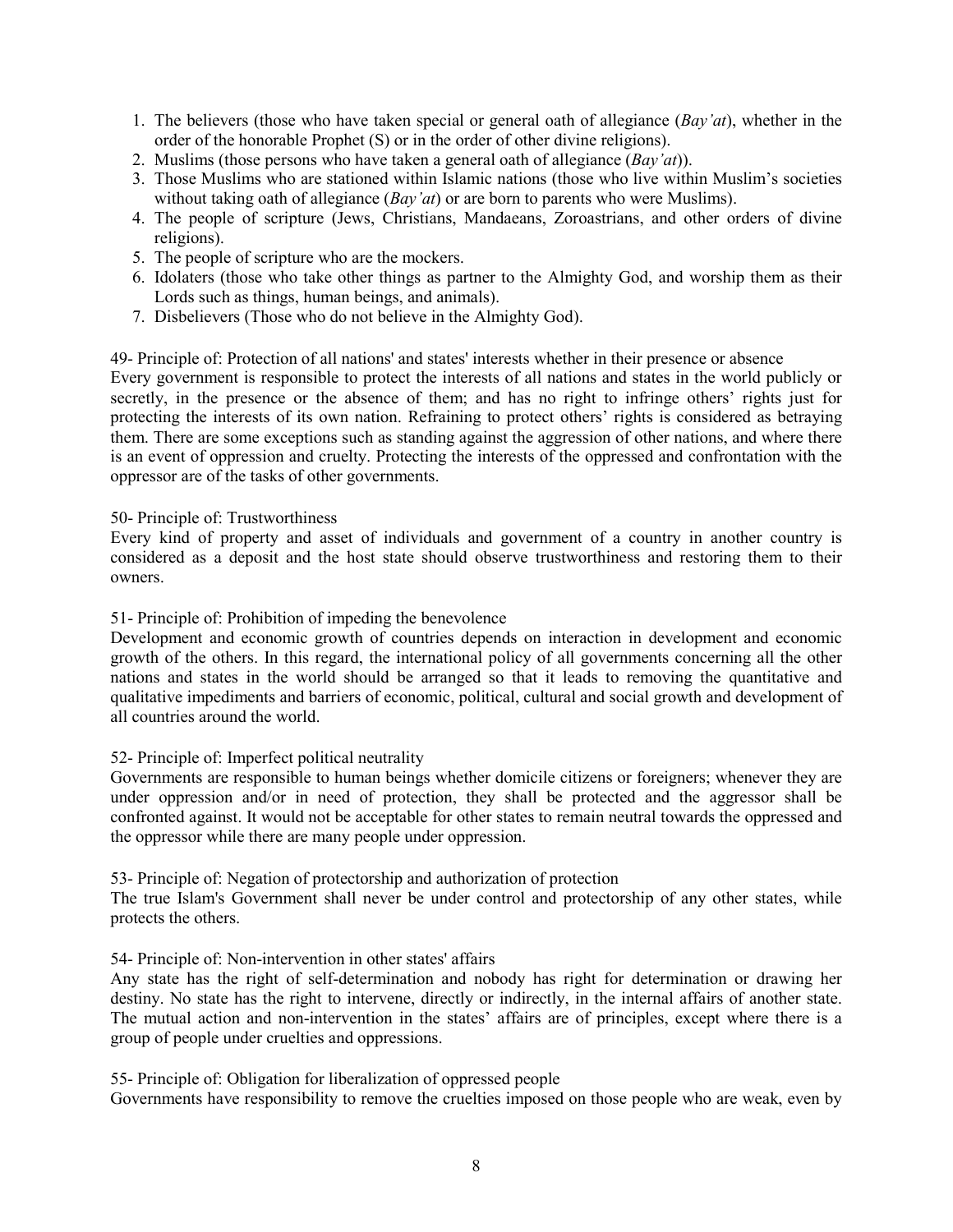1. The believers (those who have taken special or general oath of allegiance (*Bay'at*), whether in the order of the honorable Prophet (S) or in the order of other divine religions).
2. Muslims (those persons who have taken a general oath of allegiance (*Bay'at*)).
3. Those Muslims who are stationed within Islamic nations (those who live within Muslim's societies without taking oath of allegiance (*Bay'at*) or are born to parents who were Muslims).
4. The people of scripture (Jews, Christians, Mandaeans, Zoroastrians, and other orders of divine religions).
5. The people of scripture who are the mockers.
6. Idolaters (those who take other things as partner to the Almighty God, and worship them as their Lords such as things, human beings, and animals).
7. Disbelievers (Those who do not believe in the Almighty God).

49- Principle of: Protection of all nations' and states' interests whether in their presence or absence
Every government is responsible to protect the interests of all nations and states in the world publicly or secretly, in the presence or the absence of them; and has no right to infringe others' rights just for protecting the interests of its own nation. Refraining to protect others' rights is considered as betraying them. There are some exceptions such as standing against the aggression of other nations, and where there is an event of oppression and cruelty. Protecting the interests of the oppressed and confrontation with the oppressor are of the tasks of other governments.

50- Principle of: Trustworthiness
Every kind of property and asset of individuals and government of a country in another country is considered as a deposit and the host state should observe trustworthiness and restoring them to their owners.

51- Principle of: Prohibition of impeding the benevolence
Development and economic growth of countries depends on interaction in development and economic growth of the others. In this regard, the international policy of all governments concerning all the other nations and states in the world should be arranged so that it leads to removing the quantitative and qualitative impediments and barriers of economic, political, cultural and social growth and development of all countries around the world.

52- Principle of: Imperfect political neutrality
Governments are responsible to human beings whether domicile citizens or foreigners; whenever they are under oppression and/or in need of protection, they shall be protected and the aggressor shall be confronted against. It would not be acceptable for other states to remain neutral towards the oppressed and the oppressor while there are many people under oppression.

53- Principle of: Negation of protectorship and authorization of protection
The true Islam's Government shall never be under control and protectorship of any other states, while protects the others.

54- Principle of: Non-intervention in other states' affairs
Any state has the right of self-determination and nobody has right for determination or drawing her destiny. No state has the right to intervene, directly or indirectly, in the internal affairs of another state. The mutual action and non-intervention in the states' affairs are of principles, except where there is a group of people under cruelties and oppressions.

55- Principle of: Obligation for liberalization of oppressed people
Governments have responsibility to remove the cruelties imposed on those people who are weak, even by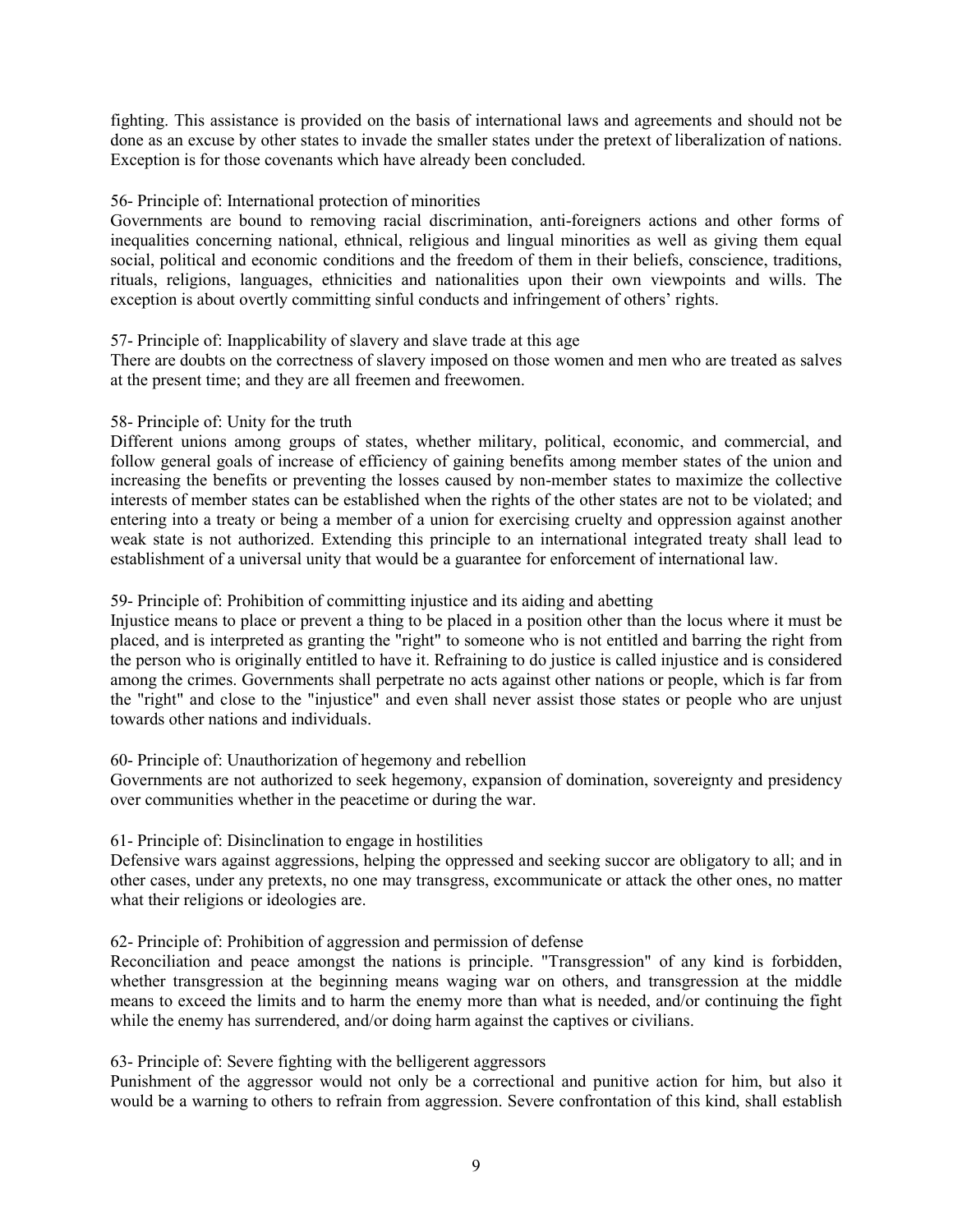fighting. This assistance is provided on the basis of international laws and agreements and should not be done as an excuse by other states to invade the smaller states under the pretext of liberalization of nations. Exception is for those covenants which have already been concluded.

56- Principle of: International protection of minorities

Governments are bound to removing racial discrimination, anti-foreigners actions and other forms of inequalities concerning national, ethnical, religious and lingual minorities as well as giving them equal social, political and economic conditions and the freedom of them in their beliefs, conscience, traditions, rituals, religions, languages, ethnicities and nationalities upon their own viewpoints and wills. The exception is about overtly committing sinful conducts and infringement of others' rights.

57- Principle of: Inapplicability of slavery and slave trade at this age

There are doubts on the correctness of slavery imposed on those women and men who are treated as salves at the present time; and they are all freemen and freewomen.

58- Principle of: Unity for the truth

Different unions among groups of states, whether military, political, economic, and commercial, and follow general goals of increase of efficiency of gaining benefits among member states of the union and increasing the benefits or preventing the losses caused by non-member states to maximize the collective interests of member states can be established when the rights of the other states are not to be violated; and entering into a treaty or being a member of a union for exercising cruelty and oppression against another weak state is not authorized. Extending this principle to an international integrated treaty shall lead to establishment of a universal unity that would be a guarantee for enforcement of international law.

59- Principle of: Prohibition of committing injustice and its aiding and abetting

Injustice means to place or prevent a thing to be placed in a position other than the locus where it must be placed, and is interpreted as granting the "right" to someone who is not entitled and barring the right from the person who is originally entitled to have it. Refraining to do justice is called injustice and is considered among the crimes. Governments shall perpetrate no acts against other nations or people, which is far from the "right" and close to the "injustice" and even shall never assist those states or people who are unjust towards other nations and individuals.

60- Principle of: Unauthorization of hegemony and rebellion

Governments are not authorized to seek hegemony, expansion of domination, sovereignty and presidency over communities whether in the peacetime or during the war.

61- Principle of: Disinclination to engage in hostilities

Defensive wars against aggressions, helping the oppressed and seeking succor are obligatory to all; and in other cases, under any pretexts, no one may transgress, excommunicate or attack the other ones, no matter what their religions or ideologies are.

62- Principle of: Prohibition of aggression and permission of defense

Reconciliation and peace amongst the nations is principle. "Transgression" of any kind is forbidden, whether transgression at the beginning means waging war on others, and transgression at the middle means to exceed the limits and to harm the enemy more than what is needed, and/or continuing the fight while the enemy has surrendered, and/or doing harm against the captives or civilians.

63- Principle of: Severe fighting with the belligerent aggressors

Punishment of the aggressor would not only be a correctional and punitive action for him, but also it would be a warning to others to refrain from aggression. Severe confrontation of this kind, shall establish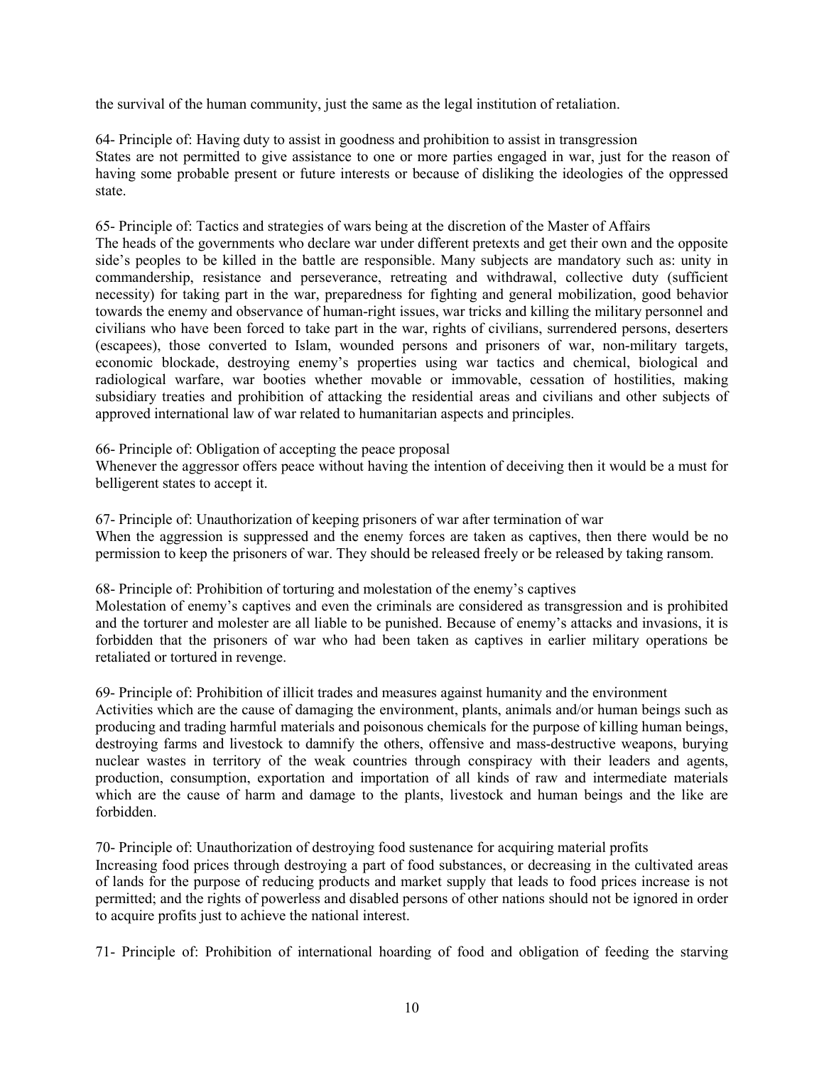the survival of the human community, just the same as the legal institution of retaliation.

64- Principle of: Having duty to assist in goodness and prohibition to assist in transgression
States are not permitted to give assistance to one or more parties engaged in war, just for the reason of having some probable present or future interests or because of disliking the ideologies of the oppressed state.

65- Principle of: Tactics and strategies of wars being at the discretion of the Master of Affairs
The heads of the governments who declare war under different pretexts and get their own and the opposite side's peoples to be killed in the battle are responsible. Many subjects are mandatory such as: unity in commandership, resistance and perseverance, retreating and withdrawal, collective duty (sufficient necessity) for taking part in the war, preparedness for fighting and general mobilization, good behavior towards the enemy and observance of human-right issues, war tricks and killing the military personnel and civilians who have been forced to take part in the war, rights of civilians, surrendered persons, deserters (escapees), those converted to Islam, wounded persons and prisoners of war, non-military targets, economic blockade, destroying enemy's properties using war tactics and chemical, biological and radiological warfare, war booties whether movable or immovable, cessation of hostilities, making subsidiary treaties and prohibition of attacking the residential areas and civilians and other subjects of approved international law of war related to humanitarian aspects and principles.

66- Principle of: Obligation of accepting the peace proposal
Whenever the aggressor offers peace without having the intention of deceiving then it would be a must for belligerent states to accept it.

67- Principle of: Unauthorization of keeping prisoners of war after termination of war
When the aggression is suppressed and the enemy forces are taken as captives, then there would be no permission to keep the prisoners of war. They should be released freely or be released by taking ransom.

68- Principle of: Prohibition of torturing and molestation of the enemy's captives
Molestation of enemy's captives and even the criminals are considered as transgression and is prohibited and the torturer and molester are all liable to be punished. Because of enemy's attacks and invasions, it is forbidden that the prisoners of war who had been taken as captives in earlier military operations be retaliated or tortured in revenge.

69- Principle of: Prohibition of illicit trades and measures against humanity and the environment
Activities which are the cause of damaging the environment, plants, animals and/or human beings such as producing and trading harmful materials and poisonous chemicals for the purpose of killing human beings, destroying farms and livestock to damnify the others, offensive and mass-destructive weapons, burying nuclear wastes in territory of the weak countries through conspiracy with their leaders and agents, production, consumption, exportation and importation of all kinds of raw and intermediate materials which are the cause of harm and damage to the plants, livestock and human beings and the like are forbidden.

70- Principle of: Unauthorization of destroying food sustenance for acquiring material profits
Increasing food prices through destroying a part of food substances, or decreasing in the cultivated areas of lands for the purpose of reducing products and market supply that leads to food prices increase is not permitted; and the rights of powerless and disabled persons of other nations should not be ignored in order to acquire profits just to achieve the national interest.

71- Principle of: Prohibition of international hoarding of food and obligation of feeding the starving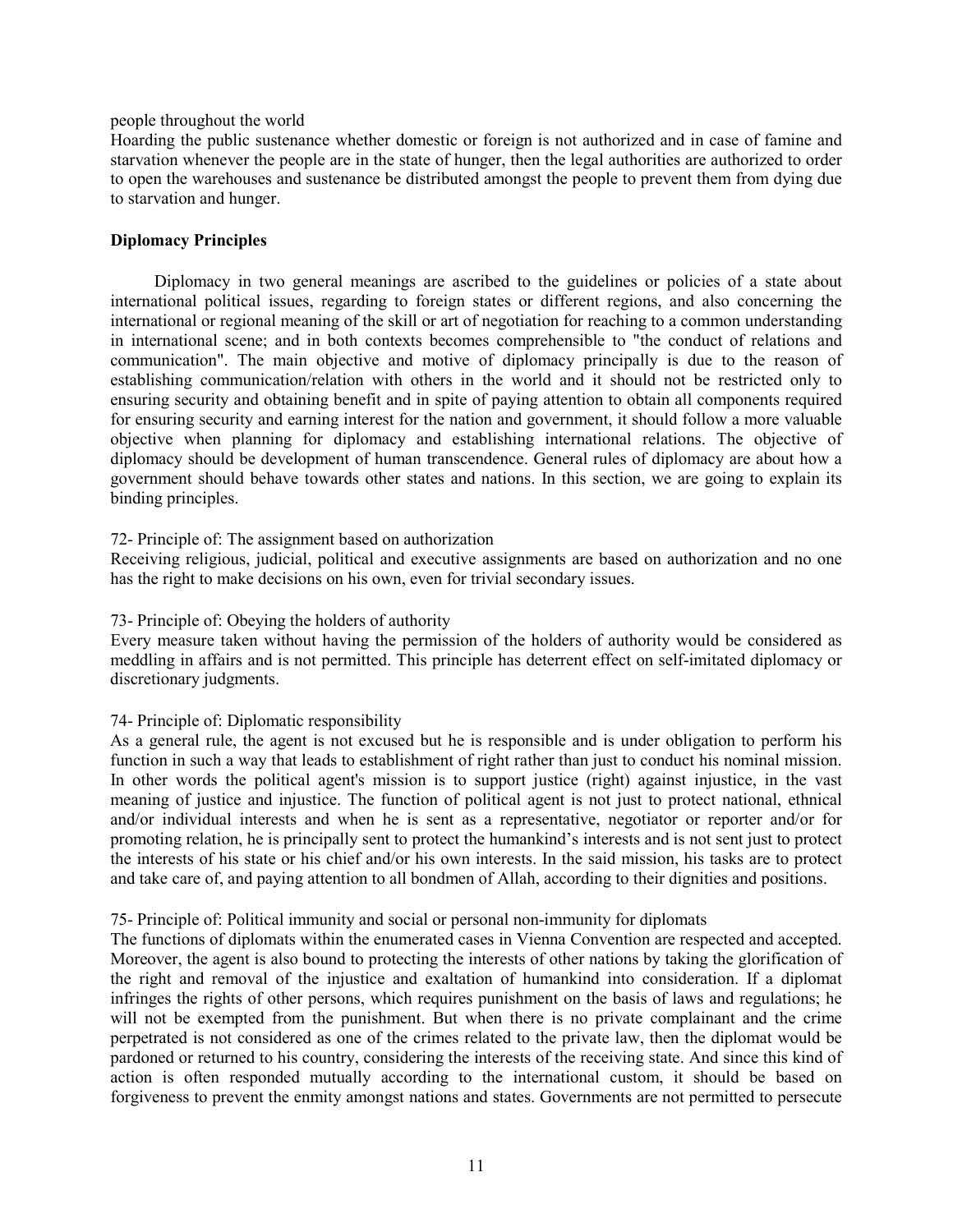people throughout the world

Hoarding the public sustenance whether domestic or foreign is not authorized and in case of famine and starvation whenever the people are in the state of hunger, then the legal authorities are authorized to order to open the warehouses and sustenance be distributed amongst the people to prevent them from dying due to starvation and hunger.

**Diplomacy Principles**

Diplomacy in two general meanings are ascribed to the guidelines or policies of a state about international political issues, regarding to foreign states or different regions, and also concerning the international or regional meaning of the skill or art of negotiation for reaching to a common understanding in international scene; and in both contexts becomes comprehensible to "the conduct of relations and communication". The main objective and motive of diplomacy principally is due to the reason of establishing communication/relation with others in the world and it should not be restricted only to ensuring security and obtaining benefit and in spite of paying attention to obtain all components required for ensuring security and earning interest for the nation and government, it should follow a more valuable objective when planning for diplomacy and establishing international relations. The objective of diplomacy should be development of human transcendence. General rules of diplomacy are about how a government should behave towards other states and nations. In this section, we are going to explain its binding principles.

72- Principle of: The assignment based on authorization

Receiving religious, judicial, political and executive assignments are based on authorization and no one has the right to make decisions on his own, even for trivial secondary issues.

73- Principle of: Obeying the holders of authority

Every measure taken without having the permission of the holders of authority would be considered as meddling in affairs and is not permitted. This principle has deterrent effect on self-imitated diplomacy or discretionary judgments.

74- Principle of: Diplomatic responsibility

As a general rule, the agent is not excused but he is responsible and is under obligation to perform his function in such a way that leads to establishment of right rather than just to conduct his nominal mission. In other words the political agent's mission is to support justice (right) against injustice, in the vast meaning of justice and injustice. The function of political agent is not just to protect national, ethnical and/or individual interests and when he is sent as a representative, negotiator or reporter and/or for promoting relation, he is principally sent to protect the humankind's interests and is not sent just to protect the interests of his state or his chief and/or his own interests. In the said mission, his tasks are to protect and take care of, and paying attention to all bondmen of Allah, according to their dignities and positions.

75- Principle of: Political immunity and social or personal non-immunity for diplomats

The functions of diplomats within the enumerated cases in Vienna Convention are respected and accepted. Moreover, the agent is also bound to protecting the interests of other nations by taking the glorification of the right and removal of the injustice and exaltation of humankind into consideration. If a diplomat infringes the rights of other persons, which requires punishment on the basis of laws and regulations; he will not be exempted from the punishment. But when there is no private complainant and the crime perpetrated is not considered as one of the crimes related to the private law, then the diplomat would be pardoned or returned to his country, considering the interests of the receiving state. And since this kind of action is often responded mutually according to the international custom, it should be based on forgiveness to prevent the enmity amongst nations and states. Governments are not permitted to persecute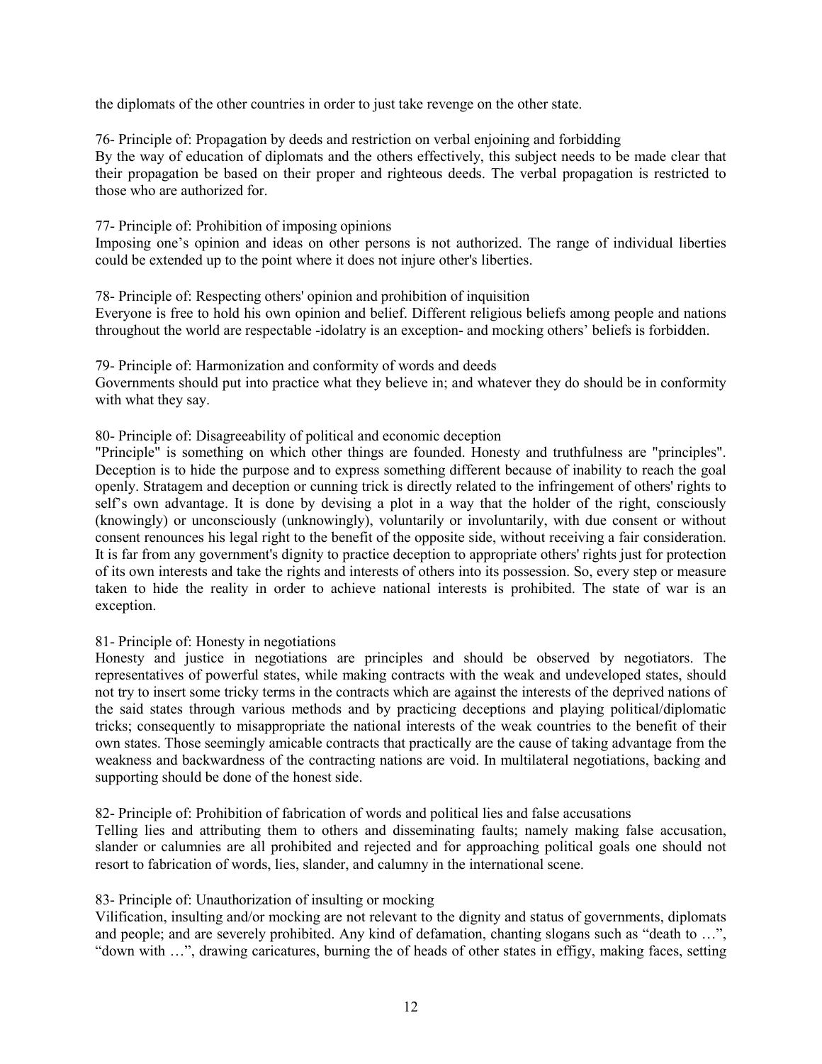the diplomats of the other countries in order to just take revenge on the other state.

76- Principle of: Propagation by deeds and restriction on verbal enjoining and forbidding
By the way of education of diplomats and the others effectively, this subject needs to be made clear that their propagation be based on their proper and righteous deeds. The verbal propagation is restricted to those who are authorized for.

77- Principle of: Prohibition of imposing opinions
Imposing one's opinion and ideas on other persons is not authorized. The range of individual liberties could be extended up to the point where it does not injure other's liberties.

78- Principle of: Respecting others' opinion and prohibition of inquisition
Everyone is free to hold his own opinion and belief. Different religious beliefs among people and nations throughout the world are respectable -idolatry is an exception- and mocking others' beliefs is forbidden.

79- Principle of: Harmonization and conformity of words and deeds
Governments should put into practice what they believe in; and whatever they do should be in conformity with what they say.

80- Principle of: Disagreeability of political and economic deception
"Principle" is something on which other things are founded. Honesty and truthfulness are "principles". Deception is to hide the purpose and to express something different because of inability to reach the goal openly. Stratagem and deception or cunning trick is directly related to the infringement of others' rights to self's own advantage. It is done by devising a plot in a way that the holder of the right, consciously (knowingly) or unconsciously (unknowingly), voluntarily or involuntarily, with due consent or without consent renounces his legal right to the benefit of the opposite side, without receiving a fair consideration. It is far from any government's dignity to practice deception to appropriate others' rights just for protection of its own interests and take the rights and interests of others into its possession. So, every step or measure taken to hide the reality in order to achieve national interests is prohibited. The state of war is an exception.

81- Principle of: Honesty in negotiations
Honesty and justice in negotiations are principles and should be observed by negotiators. The representatives of powerful states, while making contracts with the weak and undeveloped states, should not try to insert some tricky terms in the contracts which are against the interests of the deprived nations of the said states through various methods and by practicing deceptions and playing political/diplomatic tricks; consequently to misappropriate the national interests of the weak countries to the benefit of their own states. Those seemingly amicable contracts that practically are the cause of taking advantage from the weakness and backwardness of the contracting nations are void. In multilateral negotiations, backing and supporting should be done of the honest side.

82- Principle of: Prohibition of fabrication of words and political lies and false accusations
Telling lies and attributing them to others and disseminating faults; namely making false accusation, slander or calumnies are all prohibited and rejected and for approaching political goals one should not resort to fabrication of words, lies, slander, and calumny in the international scene.

83- Principle of: Unauthorization of insulting or mocking
Vilification, insulting and/or mocking are not relevant to the dignity and status of governments, diplomats and people; and are severely prohibited. Any kind of defamation, chanting slogans such as "death to …", "down with …", drawing caricatures, burning the of heads of other states in effigy, making faces, setting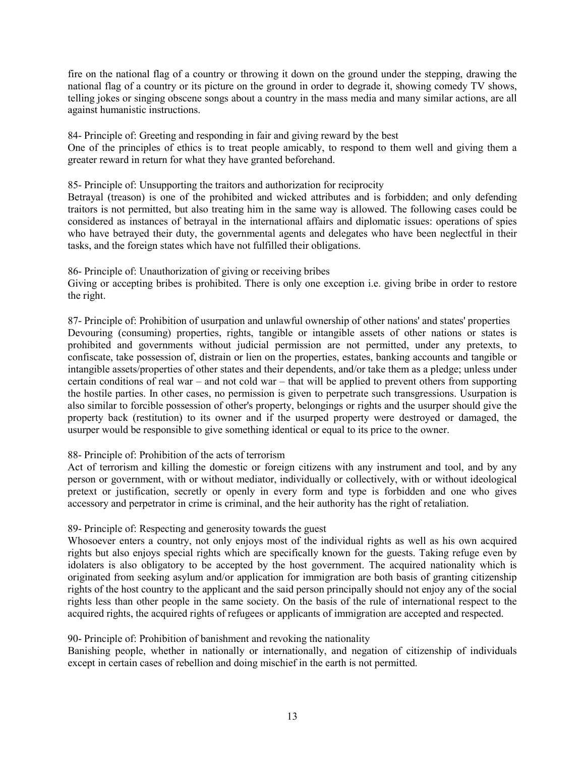fire on the national flag of a country or throwing it down on the ground under the stepping, drawing the national flag of a country or its picture on the ground in order to degrade it, showing comedy TV shows, telling jokes or singing obscene songs about a country in the mass media and many similar actions, are all against humanistic instructions.

84- Principle of: Greeting and responding in fair and giving reward by the best

One of the principles of ethics is to treat people amicably, to respond to them well and giving them a greater reward in return for what they have granted beforehand.

85- Principle of: Unsupporting the traitors and authorization for reciprocity

Betrayal (treason) is one of the prohibited and wicked attributes and is forbidden; and only defending traitors is not permitted, but also treating him in the same way is allowed. The following cases could be considered as instances of betrayal in the international affairs and diplomatic issues: operations of spies who have betrayed their duty, the governmental agents and delegates who have been neglectful in their tasks, and the foreign states which have not fulfilled their obligations.

86- Principle of: Unauthorization of giving or receiving bribes

Giving or accepting bribes is prohibited. There is only one exception i.e. giving bribe in order to restore the right.

87- Principle of: Prohibition of usurpation and unlawful ownership of other nations' and states' properties

Devouring (consuming) properties, rights, tangible or intangible assets of other nations or states is prohibited and governments without judicial permission are not permitted, under any pretexts, to confiscate, take possession of, distrain or lien on the properties, estates, banking accounts and tangible or intangible assets/properties of other states and their dependents, and/or take them as a pledge; unless under certain conditions of real war – and not cold war – that will be applied to prevent others from supporting the hostile parties. In other cases, no permission is given to perpetrate such transgressions. Usurpation is also similar to forcible possession of other's property, belongings or rights and the usurper should give the property back (restitution) to its owner and if the usurped property were destroyed or damaged, the usurper would be responsible to give something identical or equal to its price to the owner.

88- Principle of: Prohibition of the acts of terrorism

Act of terrorism and killing the domestic or foreign citizens with any instrument and tool, and by any person or government, with or without mediator, individually or collectively, with or without ideological pretext or justification, secretly or openly in every form and type is forbidden and one who gives accessory and perpetrator in crime is criminal, and the heir authority has the right of retaliation.

89- Principle of: Respecting and generosity towards the guest

Whosoever enters a country, not only enjoys most of the individual rights as well as his own acquired rights but also enjoys special rights which are specifically known for the guests. Taking refuge even by idolaters is also obligatory to be accepted by the host government. The acquired nationality which is originated from seeking asylum and/or application for immigration are both basis of granting citizenship rights of the host country to the applicant and the said person principally should not enjoy any of the social rights less than other people in the same society. On the basis of the rule of international respect to the acquired rights, the acquired rights of refugees or applicants of immigration are accepted and respected.

90- Principle of: Prohibition of banishment and revoking the nationality

Banishing people, whether in nationally or internationally, and negation of citizenship of individuals except in certain cases of rebellion and doing mischief in the earth is not permitted.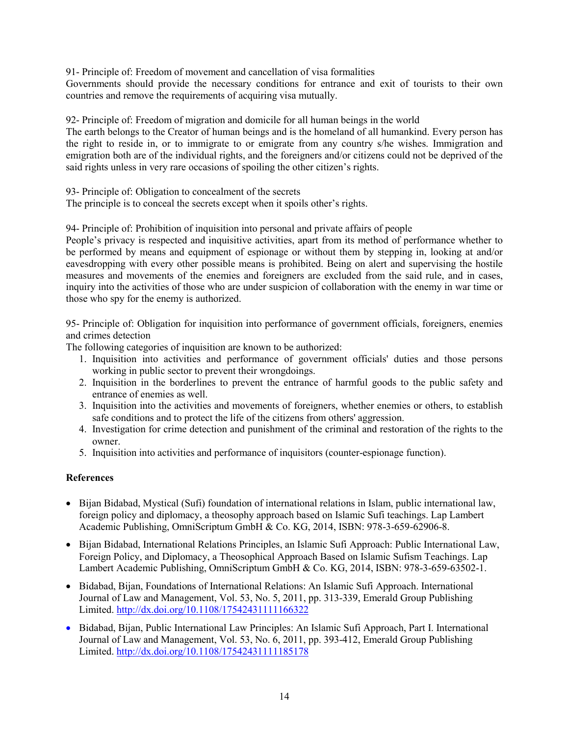91- Principle of: Freedom of movement and cancellation of visa formalities
Governments should provide the necessary conditions for entrance and exit of tourists to their own countries and remove the requirements of acquiring visa mutually.

92- Principle of: Freedom of migration and domicile for all human beings in the world
The earth belongs to the Creator of human beings and is the homeland of all humankind. Every person has the right to reside in, or to immigrate to or emigrate from any country s/he wishes. Immigration and emigration both are of the individual rights, and the foreigners and/or citizens could not be deprived of the said rights unless in very rare occasions of spoiling the other citizen's rights.

93- Principle of: Obligation to concealment of the secrets
The principle is to conceal the secrets except when it spoils other's rights.

94- Principle of: Prohibition of inquisition into personal and private affairs of people
People's privacy is respected and inquisitive activities, apart from its method of performance whether to be performed by means and equipment of espionage or without them by stepping in, looking at and/or eavesdropping with every other possible means is prohibited. Being on alert and supervising the hostile measures and movements of the enemies and foreigners are excluded from the said rule, and in cases, inquiry into the activities of those who are under suspicion of collaboration with the enemy in war time or those who spy for the enemy is authorized.

95- Principle of: Obligation for inquisition into performance of government officials, foreigners, enemies and crimes detection
The following categories of inquisition are known to be authorized:

1. Inquisition into activities and performance of government officials' duties and those persons working in public sector to prevent their wrongdoings.
2. Inquisition in the borderlines to prevent the entrance of harmful goods to the public safety and entrance of enemies as well.
3. Inquisition into the activities and movements of foreigners, whether enemies or others, to establish safe conditions and to protect the life of the citizens from others' aggression.
4. Investigation for crime detection and punishment of the criminal and restoration of the rights to the owner.
5. Inquisition into activities and performance of inquisitors (counter-espionage function).

**References**

- Bijan Bidabad, Mystical (Sufi) foundation of international relations in Islam, public international law, foreign policy and diplomacy, a theosophy approach based on Islamic Sufi teachings. Lap Lambert Academic Publishing, OmniScriptum GmbH & Co. KG, 2014, ISBN: 978-3-659-62906-8.
- Bijan Bidabad, International Relations Principles, an Islamic Sufi Approach: Public International Law, Foreign Policy, and Diplomacy, a Theosophical Approach Based on Islamic Sufism Teachings. Lap Lambert Academic Publishing, OmniScriptum GmbH & Co. KG, 2014, ISBN: 978-3-659-63502-1.
- Bidabad, Bijan, Foundations of International Relations: An Islamic Sufi Approach. International Journal of Law and Management, Vol. 53, No. 5, 2011, pp. 313-339, Emerald Group Publishing Limited. http://dx.doi.org/10.1108/17542431111166322
- Bidabad, Bijan, Public International Law Principles: An Islamic Sufi Approach, Part I. International Journal of Law and Management, Vol. 53, No. 6, 2011, pp. 393-412, Emerald Group Publishing Limited. http://dx.doi.org/10.1108/17542431111185178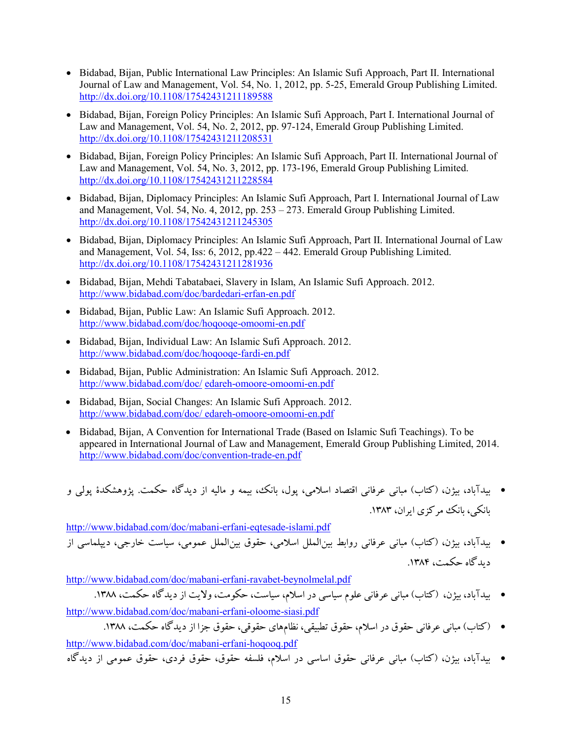- Bidabad, Bijan, Public International Law Principles: An Islamic Sufi Approach, Part II. International Journal of Law and Management, Vol. 54, No. 1, 2012, pp. 5-25, Emerald Group Publishing Limited. http://dx.doi.org/10.1108/17542431211189588
- Bidabad, Bijan, Foreign Policy Principles: An Islamic Sufi Approach, Part I. International Journal of Law and Management, Vol. 54, No. 2, 2012, pp. 97-124, Emerald Group Publishing Limited. http://dx.doi.org/10.1108/17542431211208531
- Bidabad, Bijan, Foreign Policy Principles: An Islamic Sufi Approach, Part II. International Journal of Law and Management, Vol. 54, No. 3, 2012, pp. 173-196, Emerald Group Publishing Limited. http://dx.doi.org/10.1108/17542431211228584
- Bidabad, Bijan, Diplomacy Principles: An Islamic Sufi Approach, Part I. International Journal of Law and Management, Vol. 54, No. 4, 2012, pp. 253 – 273. Emerald Group Publishing Limited. http://dx.doi.org/10.1108/17542431211245305
- Bidabad, Bijan, Diplomacy Principles: An Islamic Sufi Approach, Part II. International Journal of Law and Management, Vol. 54, Iss: 6, 2012, pp.422 – 442. Emerald Group Publishing Limited. http://dx.doi.org/10.1108/17542431211281936
- Bidabad, Bijan, Mehdi Tabatabaei, Slavery in Islam, An Islamic Sufi Approach. 2012. http://www.bidabad.com/doc/bardedari-erfan-en.pdf
- Bidabad, Bijan, Public Law: An Islamic Sufi Approach. 2012. http://www.bidabad.com/doc/hoqooqe-omoomi-en.pdf
- Bidabad, Bijan, Individual Law: An Islamic Sufi Approach. 2012. http://www.bidabad.com/doc/hoqooqe-fardi-en.pdf
- Bidabad, Bijan, Public Administration: An Islamic Sufi Approach. 2012. http://www.bidabad.com/doc/ edareh-omoore-omoomi-en.pdf
- Bidabad, Bijan, Social Changes: An Islamic Sufi Approach. 2012. http://www.bidabad.com/doc/ edareh-omoore-omoomi-en.pdf
- Bidabad, Bijan, A Convention for International Trade (Based on Islamic Sufi Teachings). To be appeared in International Journal of Law and Management, Emerald Group Publishing Limited, 2014. http://www.bidabad.com/doc/convention-trade-en.pdf

- بیدآباد، بیژن، (کتاب) مبانی عرفانی اقتصاد اسلامی، پول، بانک، بیمه و مالیه از دیدگاه حکمت. پژوهشکدهٔ پولی و بانکی، بانک مرکزی ایران، ۱۳۸۳.

http://www.bidabad.com/doc/mabani-erfani-eqtesade-islami.pdf

- بیدآباد، بیژن، (کتاب) مبانی عرفانی روابط بین‌الملل اسلامی، حقوق بین‌الملل عمومی، سیاست خارجی، دیپلماسی از دیدگاه حکمت، ۱۳۸۴.

http://www.bidabad.com/doc/mabani-erfani-ravabet-beynolmelal.pdf

- بیدآباد، بیژن، (کتاب) مبانی عرفانی علوم سیاسی در اسلام، سیاست، حکومت، ولایت از دیدگاه حکمت، ۱۳۸۸.

http://www.bidabad.com/doc/mabani-erfani-oloome-siasi.pdf

- (کتاب) مبانی عرفانی حقوق در اسلام، حقوق تطبیقی، نظام‌های حقوقی، حقوق جزا از دیدگاه حکمت، ۱۳۸۸.

http://www.bidabad.com/doc/mabani-erfani-hoqooq.pdf

- بیدآباد، بیژن، (کتاب) مبانی عرفانی حقوق اساسی در اسلام، فلسفه حقوق، حقوق فردی، حقوق عمومی از دیدگاه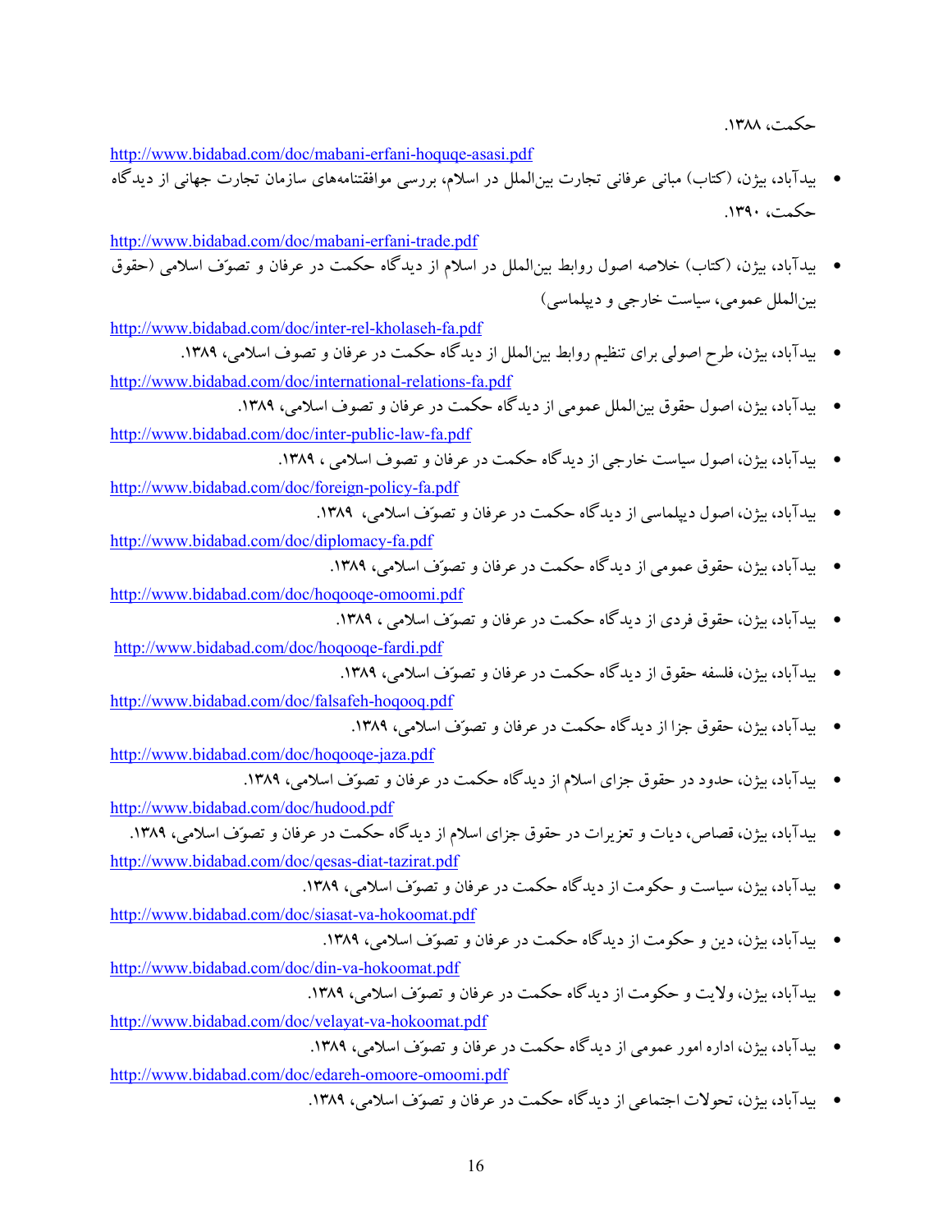حکمت، ۱۳۸۸.

http://www.bidabad.com/doc/mabani-erfani-hoquqe-asasi.pdf

- بیدآباد، بیژن، (کتاب) مبانی عرفانی تجارت بین‌الملل در اسلام، بررسی موافقتنامه‌های سازمان تجارت جهانی از دیدگاه حکمت، ۱۳۹۰.

http://www.bidabad.com/doc/mabani-erfani-trade.pdf

- بیدآباد، بیژن، (کتاب) خلاصه اصول روابط بین‌الملل در اسلام از دیدگاه حکمت در عرفان و تصوّف اسلامی (حقوق بین‌الملل عمومی، سیاست خارجی و دیپلماسی)

http://www.bidabad.com/doc/inter-rel-kholaseh-fa.pdf

- بیدآباد، بیژن، طرح اصولی برای تنظیم روابط بین‌الملل از دیدگاه حکمت در عرفان و تصوف اسلامی، ۱۳۸۹.

http://www.bidabad.com/doc/international-relations-fa.pdf

- بیدآباد، بیژن، اصول حقوق بین‌الملل عمومی از دیدگاه حکمت در عرفان و تصوف اسلامی، ۱۳۸۹.

http://www.bidabad.com/doc/inter-public-law-fa.pdf

- بیدآباد، بیژن، اصول سیاست خارجی از دیدگاه حکمت در عرفان و تصوف اسلامی ، ۱۳۸۹.

http://www.bidabad.com/doc/foreign-policy-fa.pdf

- بیدآباد، بیژن، اصول دیپلماسی از دیدگاه حکمت در عرفان و تصوّف اسلامی، ۱۳۸۹.

http://www.bidabad.com/doc/diplomacy-fa.pdf

- بیدآباد، بیژن، حقوق عمومی از دیدگاه حکمت در عرفان و تصوّف اسلامی، ۱۳۸۹.

http://www.bidabad.com/doc/hoqooqe-omoomi.pdf

- بیدآباد، بیژن، حقوق فردی از دیدگاه حکمت در عرفان و تصوّف اسلامی ، ۱۳۸۹.

http://www.bidabad.com/doc/hoqooqe-fardi.pdf

- بیدآباد، بیژن، فلسفه حقوق از دیدگاه حکمت در عرفان و تصوّف اسلامی، ۱۳۸۹.

http://www.bidabad.com/doc/falsafeh-hoqooq.pdf

- بیدآباد، بیژن، حقوق جزا از دیدگاه حکمت در عرفان و تصوّف اسلامی، ۱۳۸۹.

http://www.bidabad.com/doc/hoqooqe-jaza.pdf

- بیدآباد، بیژن، حدود در حقوق جزای اسلام از دیدگاه حکمت در عرفان و تصوّف اسلامی، ۱۳۸۹.

http://www.bidabad.com/doc/hudood.pdf

- بیدآباد، بیژن، قصاص، دیات و تعزیرات در حقوق جزای اسلام از دیدگاه حکمت در عرفان و تصوّف اسلامی، ۱۳۸۹.

http://www.bidabad.com/doc/qesas-diat-tazirat.pdf

- بیدآباد، بیژن، سیاست و حکومت از دیدگاه حکمت در عرفان و تصوّف اسلامی، ۱۳۸۹.

http://www.bidabad.com/doc/siasat-va-hokoomat.pdf

- بیدآباد، بیژن، دین و حکومت از دیدگاه حکمت در عرفان و تصوّف اسلامی، ۱۳۸۹.

http://www.bidabad.com/doc/din-va-hokoomat.pdf

- بیدآباد، بیژن، ولایت و حکومت از دیدگاه حکمت در عرفان و تصوّف اسلامی، ۱۳۸۹.

http://www.bidabad.com/doc/velayat-va-hokoomat.pdf

- بیدآباد، بیژن، اداره امور عمومی از دیدگاه حکمت در عرفان و تصوّف اسلامی، ۱۳۸۹.

http://www.bidabad.com/doc/edareh-omoore-omoomi.pdf

- بیدآباد، بیژن، تحولات اجتماعی از دیدگاه حکمت در عرفان و تصوّف اسلامی، ۱۳۸۹.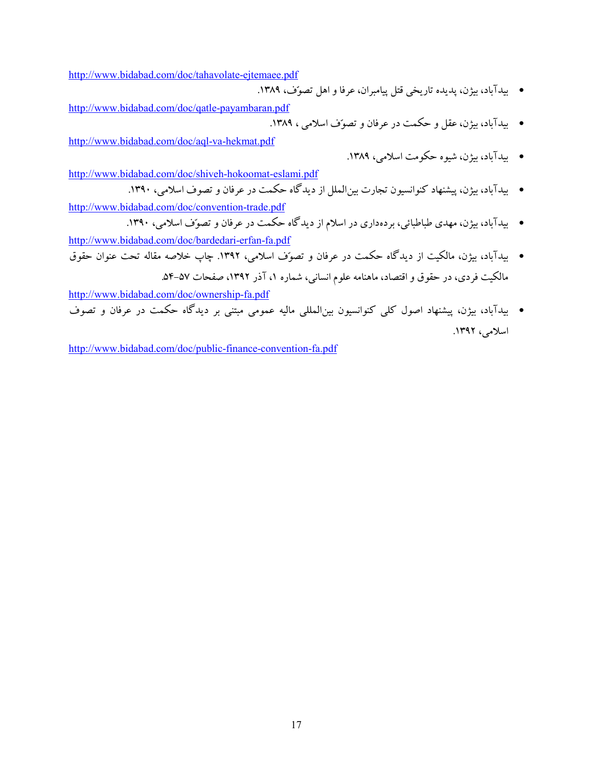http://www.bidabad.com/doc/tahavolate-ejtemaee.pdf

- بیدآباد، بیژن، پدیده تاریخی قتل پیامبران، عرفا و اهل تصوّف، ۱۳۸۹.

http://www.bidabad.com/doc/qatle-payambaran.pdf

- بیدآباد، بیژن، عقل و حکمت در عرفان و تصوّف اسلامی ، ۱۳۸۹.

http://www.bidabad.com/doc/aql-va-hekmat.pdf

- بیدآباد، بیژن، شیوه حکومت اسلامی، ۱۳۸۹.

http://www.bidabad.com/doc/shiveh-hokoomat-eslami.pdf

- بیدآباد، بیژن، پیشنهاد کنوانسیون تجارت بین‌الملل از دیدگاه حکمت در عرفان و تصوف اسلامی، ۱۳۹۰.

http://www.bidabad.com/doc/convention-trade.pdf

- بیدآباد، بیژن، مهدی طباطبائی، برده‌داری در اسلام از دیدگاه حکمت در عرفان و تصوّف اسلامی، ۱۳۹۰.

http://www.bidabad.com/doc/bardedari-erfan-fa.pdf

- بیدآباد، بیژن، مالکیت از دیدگاه حکمت در عرفان و تصوّف اسلامی، ۱۳۹۲. چاپ خلاصه مقاله تحت عنوان حقوق مالکیت فردی، در حقوق و اقتصاد، ماهنامه علوم انسانی، شماره ۱، آذر ۱۳۹۲، صفحات ۵۷-۵۴.

http://www.bidabad.com/doc/ownership-fa.pdf

- بیدآباد، بیژن، پیشنهاد اصول کلی کنوانسیون بین‌المللی مالیه عمومی مبتنی بر دیدگاه حکمت در عرفان و تصوف اسلامی، ۱۳۹۲.

http://www.bidabad.com/doc/public-finance-convention-fa.pdf